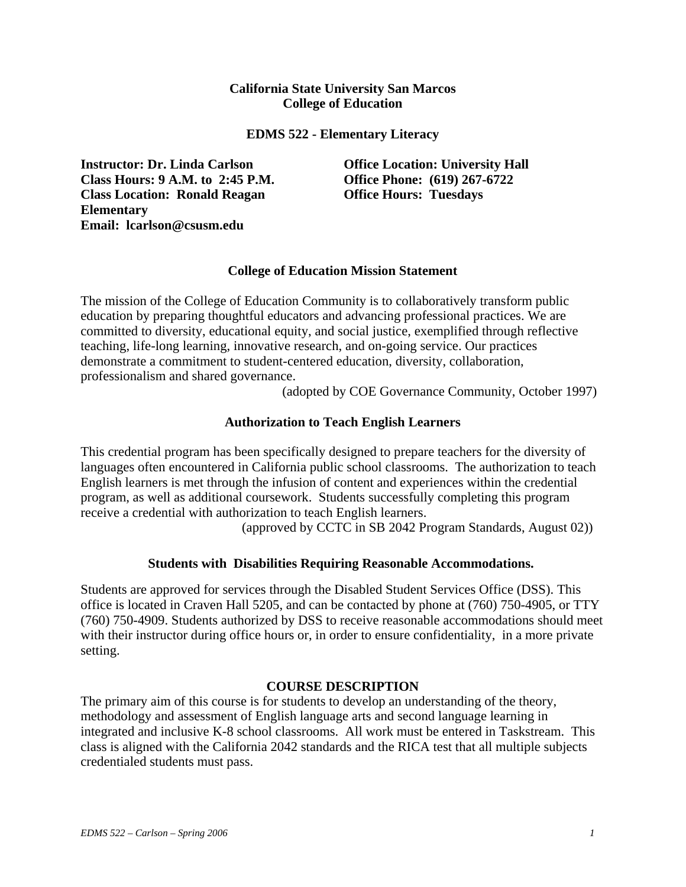**California State University San Marcos**
**College of Education**

**EDMS 522 - Elementary Literacy**

**Instructor: Dr. Linda Carlson**
**Class Hours: 9 A.M. to 2:45 P.M.**
**Class Location: Ronald Reagan Elementary**
**Email: lcarlson@csusm.edu**

**Office Location: University Hall**
**Office Phone: (619) 267-6722**
**Office Hours: Tuesdays**

## College of Education Mission Statement

The mission of the College of Education Community is to collaboratively transform public education by preparing thoughtful educators and advancing professional practices. We are committed to diversity, educational equity, and social justice, exemplified through reflective teaching, life-long learning, innovative research, and on-going service. Our practices demonstrate a commitment to student-centered education, diversity, collaboration, professionalism and shared governance.

(adopted by COE Governance Community, October 1997)

## Authorization to Teach English Learners

This credential program has been specifically designed to prepare teachers for the diversity of languages often encountered in California public school classrooms. The authorization to teach English learners is met through the infusion of content and experiences within the credential program, as well as additional coursework. Students successfully completing this program receive a credential with authorization to teach English learners.

(approved by CCTC in SB 2042 Program Standards, August 02))

## Students with Disabilities Requiring Reasonable Accommodations.

Students are approved for services through the Disabled Student Services Office (DSS). This office is located in Craven Hall 5205, and can be contacted by phone at (760) 750-4905, or TTY (760) 750-4909. Students authorized by DSS to receive reasonable accommodations should meet with their instructor during office hours or, in order to ensure confidentiality, in a more private setting.

## COURSE DESCRIPTION

The primary aim of this course is for students to develop an understanding of the theory, methodology and assessment of English language arts and second language learning in integrated and inclusive K-8 school classrooms. All work must be entered in Taskstream. This class is aligned with the California 2042 standards and the RICA test that all multiple subjects credentialed students must pass.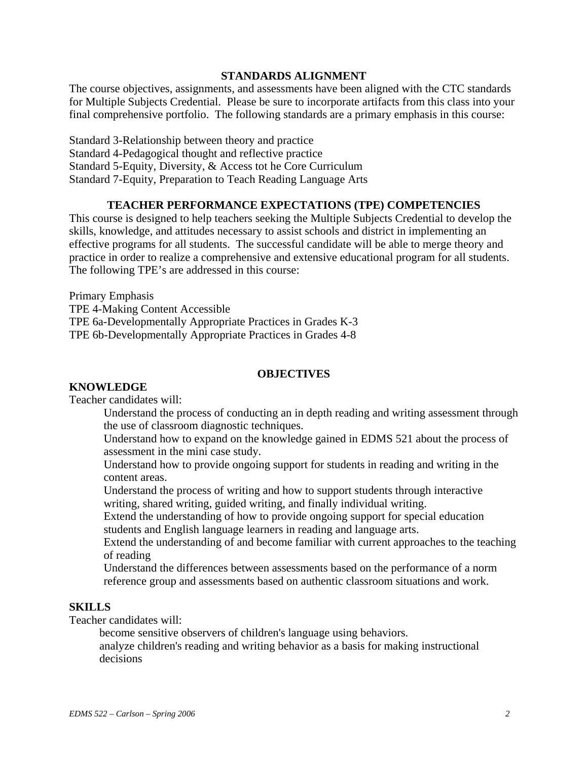## STANDARDS ALIGNMENT

The course objectives, assignments, and assessments have been aligned with the CTC standards for Multiple Subjects Credential. Please be sure to incorporate artifacts from this class into your final comprehensive portfolio. The following standards are a primary emphasis in this course:

Standard 3-Relationship between theory and practice
Standard 4-Pedagogical thought and reflective practice
Standard 5-Equity, Diversity, & Access tot he Core Curriculum
Standard 7-Equity, Preparation to Teach Reading Language Arts

## TEACHER PERFORMANCE EXPECTATIONS (TPE) COMPETENCIES

This course is designed to help teachers seeking the Multiple Subjects Credential to develop the skills, knowledge, and attitudes necessary to assist schools and district in implementing an effective programs for all students. The successful candidate will be able to merge theory and practice in order to realize a comprehensive and extensive educational program for all students. The following TPE's are addressed in this course:

Primary Emphasis
TPE 4-Making Content Accessible
TPE 6a-Developmentally Appropriate Practices in Grades K-3
TPE 6b-Developmentally Appropriate Practices in Grades 4-8

## OBJECTIVES

### KNOWLEDGE

Teacher candidates will:

- Understand the process of conducting an in depth reading and writing assessment through the use of classroom diagnostic techniques.
- Understand how to expand on the knowledge gained in EDMS 521 about the process of assessment in the mini case study.
- Understand how to provide ongoing support for students in reading and writing in the content areas.
- Understand the process of writing and how to support students through interactive writing, shared writing, guided writing, and finally individual writing.
- Extend the understanding of how to provide ongoing support for special education students and English language learners in reading and language arts.
- Extend the understanding of and become familiar with current approaches to the teaching of reading
- Understand the differences between assessments based on the performance of a norm reference group and assessments based on authentic classroom situations and work.

### SKILLS

Teacher candidates will:

- become sensitive observers of children's language using behaviors.
- analyze children's reading and writing behavior as a basis for making instructional decisions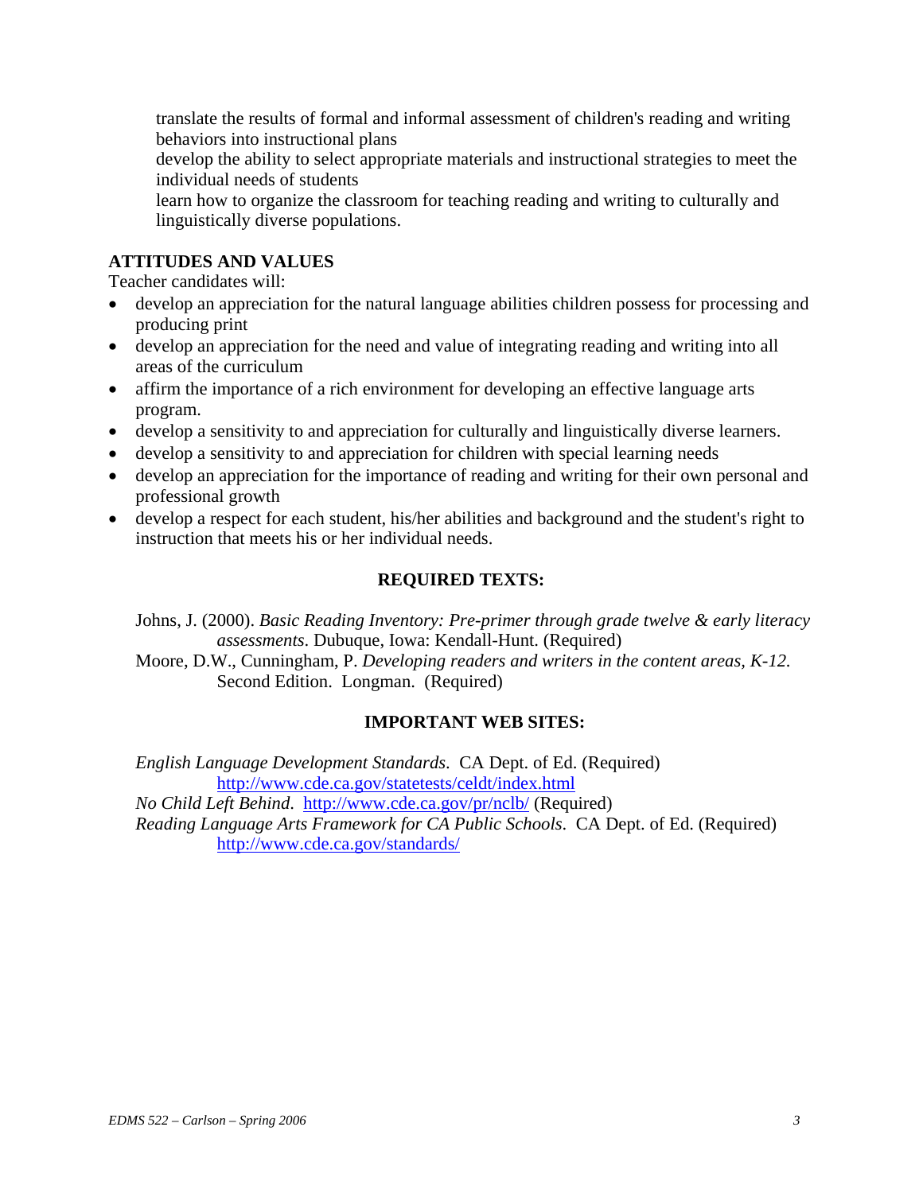translate the results of formal and informal assessment of children's reading and writing behaviors into instructional plans

develop the ability to select appropriate materials and instructional strategies to meet the individual needs of students

learn how to organize the classroom for teaching reading and writing to culturally and linguistically diverse populations.

**ATTITUDES AND VALUES**

Teacher candidates will:

- develop an appreciation for the natural language abilities children possess for processing and producing print
- develop an appreciation for the need and value of integrating reading and writing into all areas of the curriculum
- affirm the importance of a rich environment for developing an effective language arts program.
- develop a sensitivity to and appreciation for culturally and linguistically diverse learners.
- develop a sensitivity to and appreciation for children with special learning needs
- develop an appreciation for the importance of reading and writing for their own personal and professional growth
- develop a respect for each student, his/her abilities and background and the student's right to instruction that meets his or her individual needs.

## REQUIRED TEXTS:

Johns, J. (2000). *Basic Reading Inventory: Pre-primer through grade twelve & early literacy assessments*. Dubuque, Iowa: Kendall-Hunt. (Required)

Moore, D.W., Cunningham, P. *Developing readers and writers in the content areas, K-12.* Second Edition. Longman. (Required)

## IMPORTANT WEB SITES:

*English Language Development Standards*. CA Dept. of Ed. (Required) http://www.cde.ca.gov/statetests/celdt/index.html

*No Child Left Behind*. http://www.cde.ca.gov/pr/nclb/ (Required)

*Reading Language Arts Framework for CA Public Schools*. CA Dept. of Ed. (Required) http://www.cde.ca.gov/standards/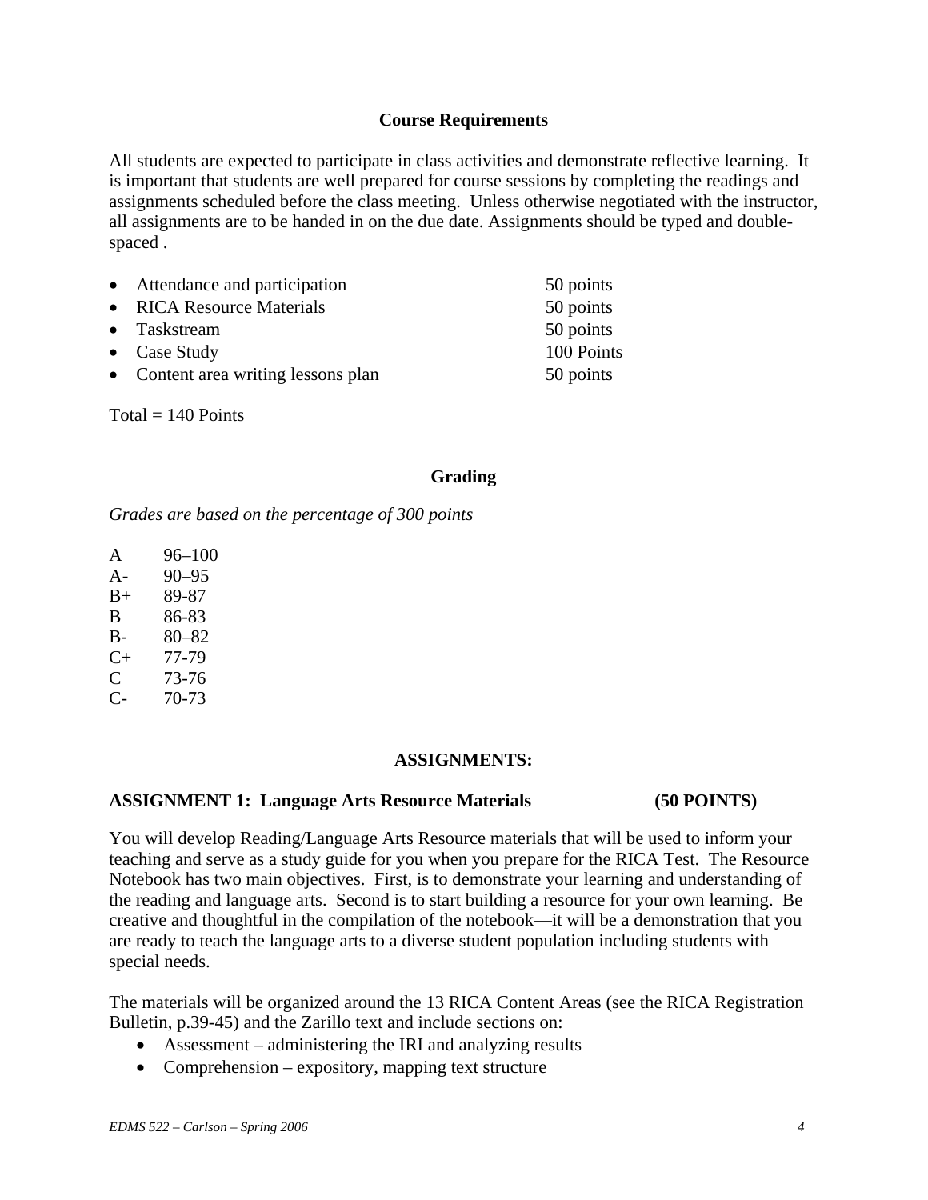## Course Requirements

All students are expected to participate in class activities and demonstrate reflective learning. It is important that students are well prepared for course sessions by completing the readings and assignments scheduled before the class meeting. Unless otherwise negotiated with the instructor, all assignments are to be handed in on the due date. Assignments should be typed and double-spaced .

| | |
|---|---|
| • Attendance and participation | 50 points |
| • RICA Resource Materials | 50 points |
| • Taskstream | 50 points |
| • Case Study | 100 Points |
| • Content area writing lessons plan | 50 points |

Total = 140 Points

## Grading

*Grades are based on the percentage of 300 points*

| | |
|---|---|
| A | 96–100 |
| A- | 90–95 |
| B+ | 89-87 |
| B | 86-83 |
| B- | 80–82 |
| C+ | 77-79 |
| C | 73-76 |
| C- | 70-73 |

## ASSIGNMENTS:

### ASSIGNMENT 1: Language Arts Resource Materials (50 POINTS)

You will develop Reading/Language Arts Resource materials that will be used to inform your teaching and serve as a study guide for you when you prepare for the RICA Test. The Resource Notebook has two main objectives. First, is to demonstrate your learning and understanding of the reading and language arts. Second is to start building a resource for your own learning. Be creative and thoughtful in the compilation of the notebook—it will be a demonstration that you are ready to teach the language arts to a diverse student population including students with special needs.

The materials will be organized around the 13 RICA Content Areas (see the RICA Registration Bulletin, p.39-45) and the Zarillo text and include sections on:

- Assessment – administering the IRI and analyzing results
- Comprehension – expository, mapping text structure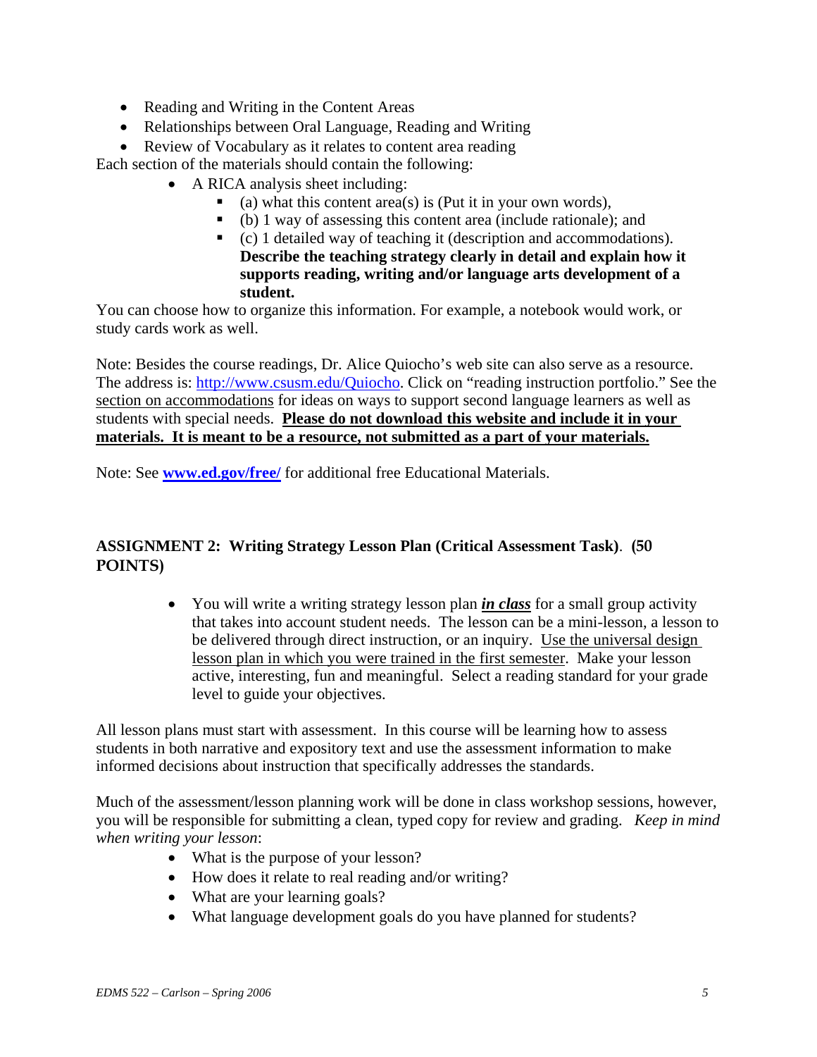- Reading and Writing in the Content Areas
- Relationships between Oral Language, Reading and Writing
- Review of Vocabulary as it relates to content area reading

Each section of the materials should contain the following:

- A RICA analysis sheet including:
  - (a) what this content area(s) is (Put it in your own words),
  - (b) 1 way of assessing this content area (include rationale); and
  - (c) 1 detailed way of teaching it (description and accommodations). **Describe the teaching strategy clearly in detail and explain how it supports reading, writing and/or language arts development of a student.**

You can choose how to organize this information. For example, a notebook would work, or study cards work as well.

Note: Besides the course readings, Dr. Alice Quiocho's web site can also serve as a resource. The address is: http://www.csusm.edu/Quiocho. Click on "reading instruction portfolio." See the section on accommodations for ideas on ways to support second language learners as well as students with special needs. **Please do not download this website and include it in your materials. It is meant to be a resource, not submitted as a part of your materials.**

Note: See **www.ed.gov/free/** for additional free Educational Materials.

### ASSIGNMENT 2: Writing Strategy Lesson Plan (Critical Assessment Task). (50 POINTS)

- You will write a writing strategy lesson plan ***in class*** for a small group activity that takes into account student needs. The lesson can be a mini-lesson, a lesson to be delivered through direct instruction, or an inquiry. Use the universal design lesson plan in which you were trained in the first semester. Make your lesson active, interesting, fun and meaningful. Select a reading standard for your grade level to guide your objectives.

All lesson plans must start with assessment. In this course will be learning how to assess students in both narrative and expository text and use the assessment information to make informed decisions about instruction that specifically addresses the standards.

Much of the assessment/lesson planning work will be done in class workshop sessions, however, you will be responsible for submitting a clean, typed copy for review and grading. *Keep in mind when writing your lesson*:

- What is the purpose of your lesson?
- How does it relate to real reading and/or writing?
- What are your learning goals?
- What language development goals do you have planned for students?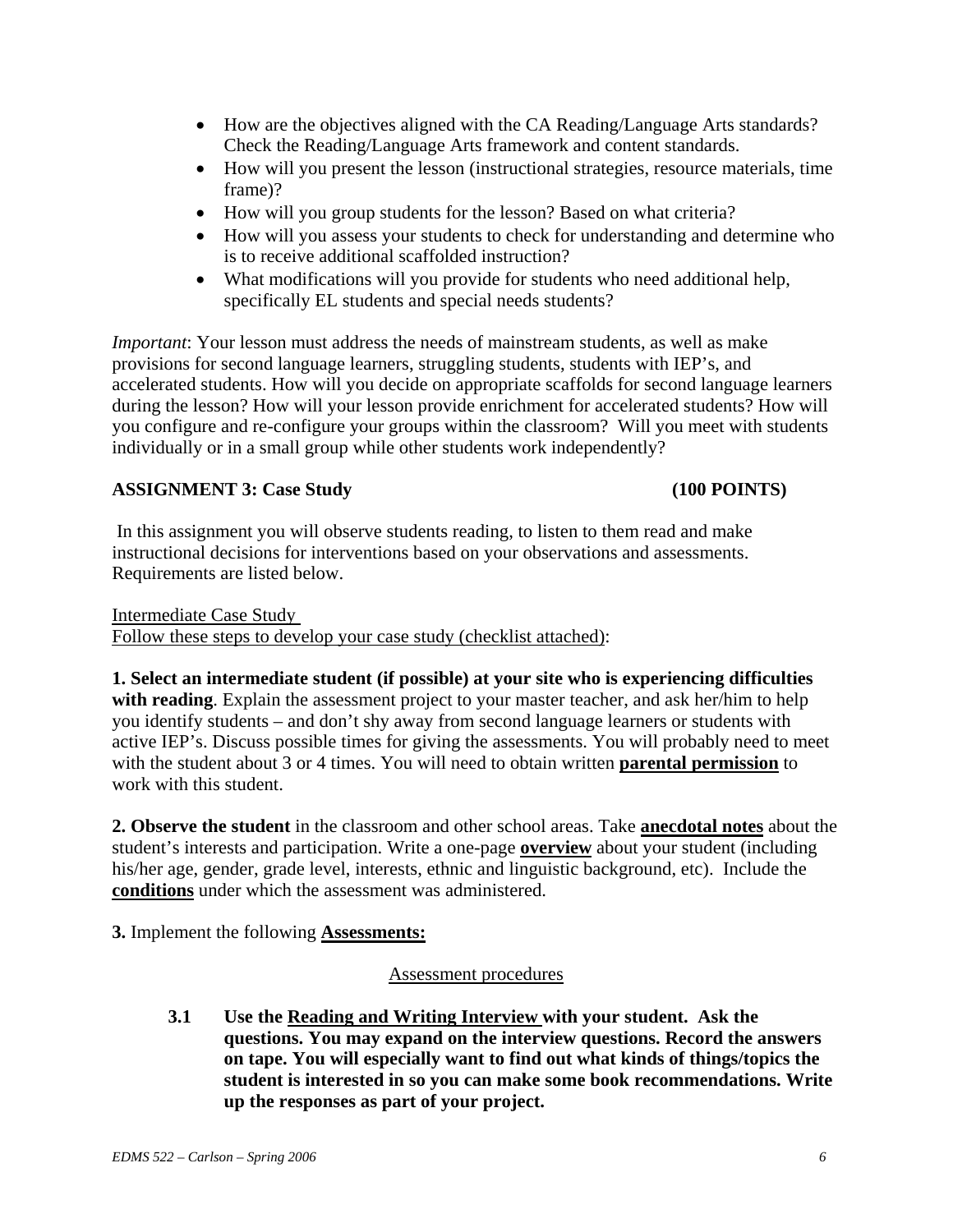- How are the objectives aligned with the CA Reading/Language Arts standards? Check the Reading/Language Arts framework and content standards.
- How will you present the lesson (instructional strategies, resource materials, time frame)?
- How will you group students for the lesson? Based on what criteria?
- How will you assess your students to check for understanding and determine who is to receive additional scaffolded instruction?
- What modifications will you provide for students who need additional help, specifically EL students and special needs students?

*Important*: Your lesson must address the needs of mainstream students, as well as make provisions for second language learners, struggling students, students with IEP's, and accelerated students. How will you decide on appropriate scaffolds for second language learners during the lesson? How will your lesson provide enrichment for accelerated students? How will you configure and re-configure your groups within the classroom? Will you meet with students individually or in a small group while other students work independently?

**ASSIGNMENT 3: Case Study (100 POINTS)**

In this assignment you will observe students reading, to listen to them read and make instructional decisions for interventions based on your observations and assessments. Requirements are listed below.

<u>Intermediate Case Study</u>
<u>Follow these steps to develop your case study (checklist attached)</u>:

**1. Select an intermediate student (if possible) at your site who is experiencing difficulties with reading**. Explain the assessment project to your master teacher, and ask her/him to help you identify students – and don't shy away from second language learners or students with active IEP's. Discuss possible times for giving the assessments. You will probably need to meet with the student about 3 or 4 times. You will need to obtain written <u>**parental permission**</u> to work with this student.

**2. Observe the student** in the classroom and other school areas. Take <u>**anecdotal notes**</u> about the student's interests and participation. Write a one-page <u>**overview**</u> about your student (including his/her age, gender, grade level, interests, ethnic and linguistic background, etc). Include the <u>**conditions**</u> under which the assessment was administered.

**3.** Implement the following <u>**Assessments:**</u>

<u>Assessment procedures</u>

**3.1 Use the <u>Reading and Writing Interview</u> with your student. Ask the questions. You may expand on the interview questions. Record the answers on tape. You will especially want to find out what kinds of things/topics the student is interested in so you can make some book recommendations. Write up the responses as part of your project.**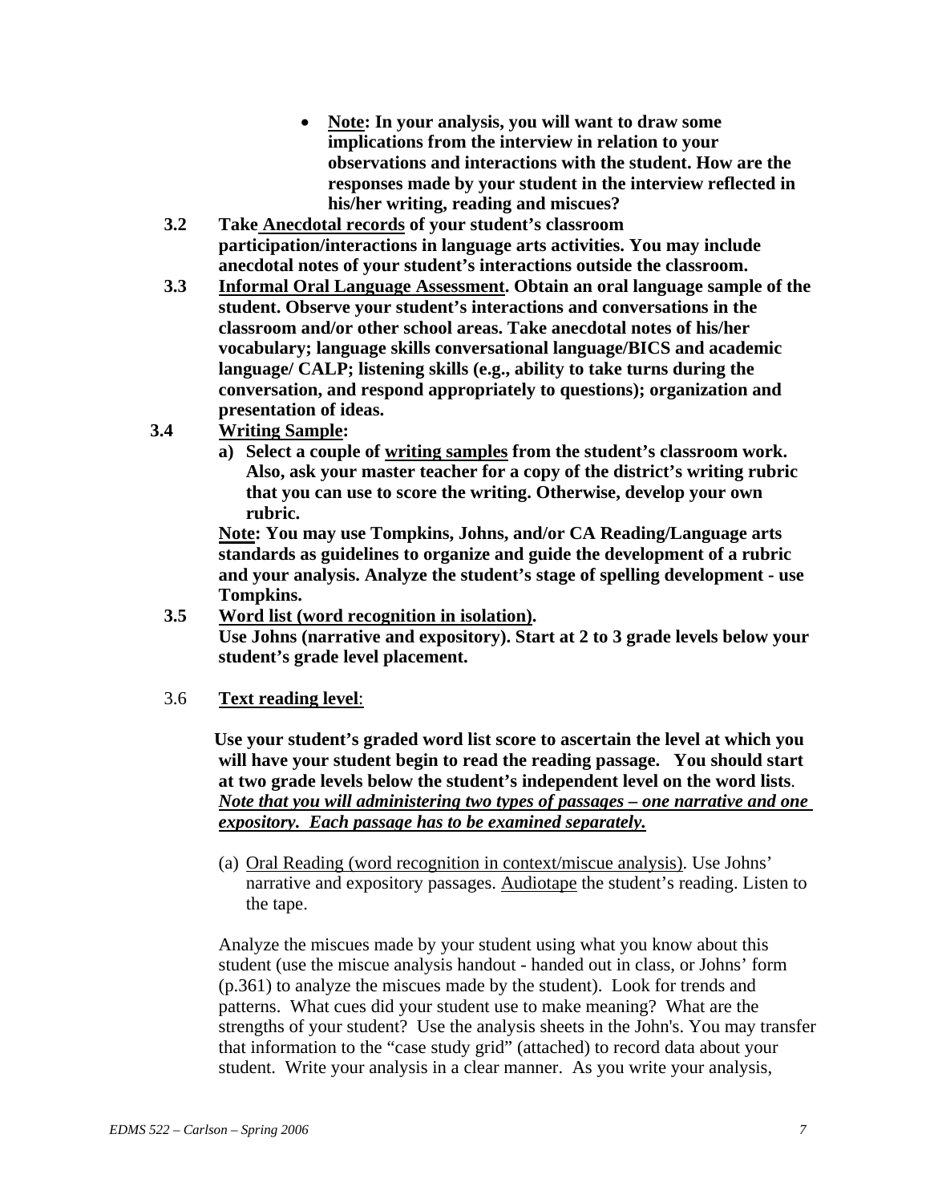- **Note: In your analysis, you will want to draw some implications from the interview in relation to your observations and interactions with the student. How are the responses made by your student in the interview reflected in his/her writing, reading and miscues?**

**3.2 Take Anecdotal records of your student's classroom participation/interactions in language arts activities. You may include anecdotal notes of your student's interactions outside the classroom.**

**3.3 Informal Oral Language Assessment. Obtain an oral language sample of the student. Observe your student's interactions and conversations in the classroom and/or other school areas. Take anecdotal notes of his/her vocabulary; language skills conversational language/BICS and academic language/ CALP; listening skills (e.g., ability to take turns during the conversation, and respond appropriately to questions); organization and presentation of ideas.**

**3.4 Writing Sample:**

**a) Select a couple of writing samples from the student's classroom work. Also, ask your master teacher for a copy of the district's writing rubric that you can use to score the writing. Otherwise, develop your own rubric.**

**Note: You may use Tompkins, Johns, and/or CA Reading/Language arts standards as guidelines to organize and guide the development of a rubric and your analysis. Analyze the student's stage of spelling development - use Tompkins.**

**3.5 Word list (word recognition in isolation).**
**Use Johns (narrative and expository). Start at 2 to 3 grade levels below your student's grade level placement.**

3.6 **Text reading level**:

**Use your student's graded word list score to ascertain the level at which you will have your student begin to read the reading passage. You should start at two grade levels below the student's independent level on the word lists**. ***Note that you will administering two types of passages – one narrative and one expository. Each passage has to be examined separately.***

(a) Oral Reading (word recognition in context/miscue analysis). Use Johns' narrative and expository passages. Audiotape the student's reading. Listen to the tape.

Analyze the miscues made by your student using what you know about this student (use the miscue analysis handout - handed out in class, or Johns' form (p.361) to analyze the miscues made by the student). Look for trends and patterns. What cues did your student use to make meaning? What are the strengths of your student? Use the analysis sheets in the John's. You may transfer that information to the "case study grid" (attached) to record data about your student. Write your analysis in a clear manner. As you write your analysis,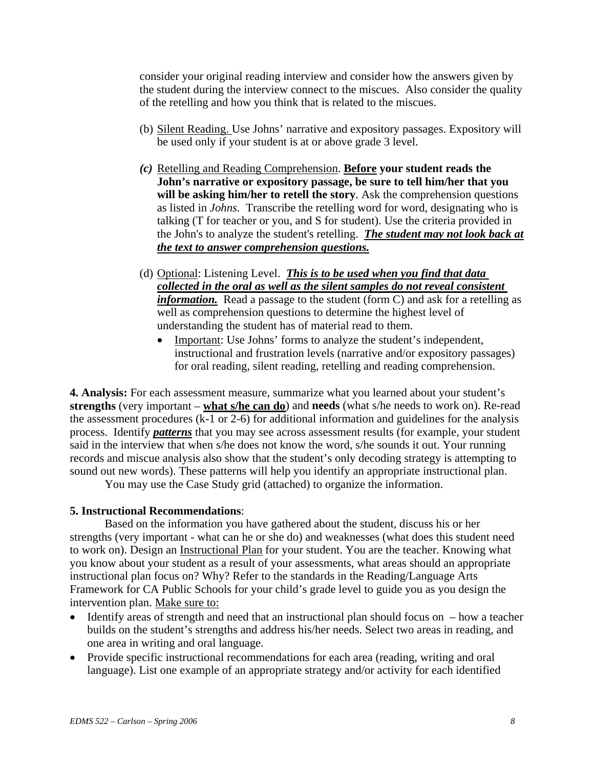consider your original reading interview and consider how the answers given by the student during the interview connect to the miscues. Also consider the quality of the retelling and how you think that is related to the miscues.

(b) Silent Reading. Use Johns' narrative and expository passages. Expository will be used only if your student is at or above grade 3 level.

*(c)* Retelling and Reading Comprehension. **Before your student reads the John's narrative or expository passage, be sure to tell him/her that you will be asking him/her to retell the story**. Ask the comprehension questions as listed in *Johns*. Transcribe the retelling word for word, designating who is talking (T for teacher or you, and S for student). Use the criteria provided in the John's to analyze the student's retelling. ***The student may not look back at the text to answer comprehension questions.***

(d) Optional: Listening Level. ***This is to be used when you find that data collected in the oral as well as the silent samples do not reveal consistent information.*** Read a passage to the student (form C) and ask for a retelling as well as comprehension questions to determine the highest level of understanding the student has of material read to them.

- Important: Use Johns' forms to analyze the student's independent, instructional and frustration levels (narrative and/or expository passages) for oral reading, silent reading, retelling and reading comprehension.

**4. Analysis:** For each assessment measure, summarize what you learned about your student's **strengths** (very important – **what s/he can do**) and **needs** (what s/he needs to work on). Re-read the assessment procedures (k-1 or 2-6) for additional information and guidelines for the analysis process. Identify ***patterns*** that you may see across assessment results (for example, your student said in the interview that when s/he does not know the word, s/he sounds it out. Your running records and miscue analysis also show that the student's only decoding strategy is attempting to sound out new words). These patterns will help you identify an appropriate instructional plan.

You may use the Case Study grid (attached) to organize the information.

**5. Instructional Recommendations**:

Based on the information you have gathered about the student, discuss his or her strengths (very important - what can he or she do) and weaknesses (what does this student need to work on). Design an Instructional Plan for your student. You are the teacher. Knowing what you know about your student as a result of your assessments, what areas should an appropriate instructional plan focus on? Why? Refer to the standards in the Reading/Language Arts Framework for CA Public Schools for your child's grade level to guide you as you design the intervention plan. Make sure to:

- Identify areas of strength and need that an instructional plan should focus on – how a teacher builds on the student's strengths and address his/her needs. Select two areas in reading, and one area in writing and oral language.
- Provide specific instructional recommendations for each area (reading, writing and oral language). List one example of an appropriate strategy and/or activity for each identified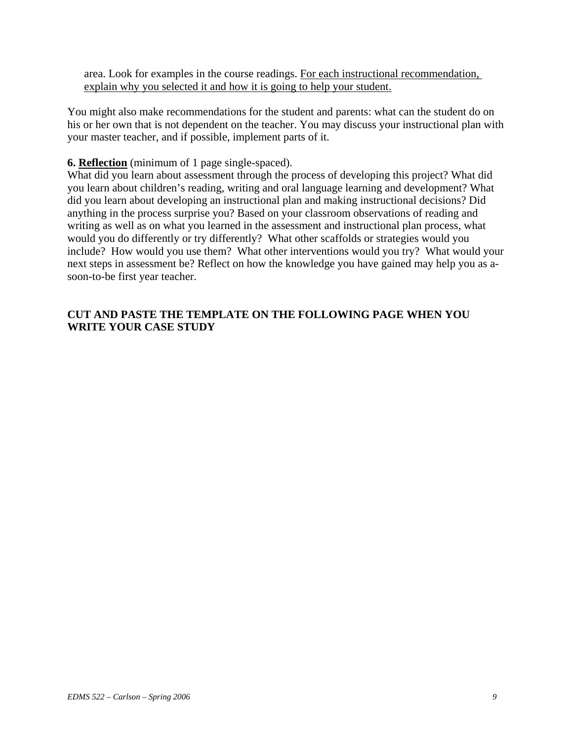area. Look for examples in the course readings. <u>For each instructional recommendation, explain why you selected it and how it is going to help your student.</u>

You might also make recommendations for the student and parents: what can the student do on his or her own that is not dependent on the teacher. You may discuss your instructional plan with your master teacher, and if possible, implement parts of it.

**6. <u>Reflection</u>** (minimum of 1 page single-spaced).
What did you learn about assessment through the process of developing this project? What did you learn about children's reading, writing and oral language learning and development? What did you learn about developing an instructional plan and making instructional decisions? Did anything in the process surprise you? Based on your classroom observations of reading and writing as well as on what you learned in the assessment and instructional plan process, what would you do differently or try differently? What other scaffolds or strategies would you include? How would you use them? What other interventions would you try? What would your next steps in assessment be? Reflect on how the knowledge you have gained may help you as a-soon-to-be first year teacher.

**CUT AND PASTE THE TEMPLATE ON THE FOLLOWING PAGE WHEN YOU WRITE YOUR CASE STUDY**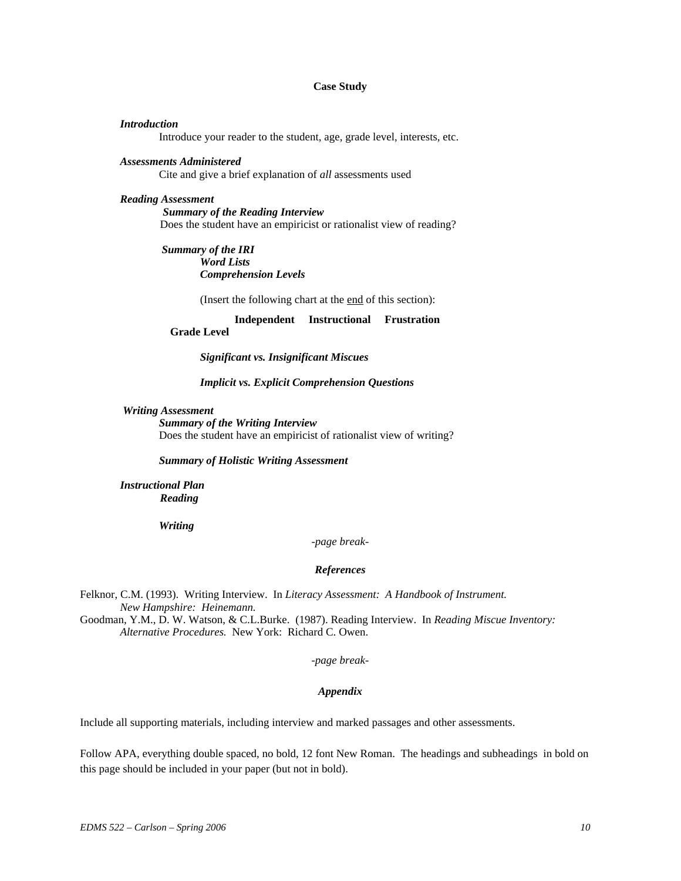# Case Study

***Introduction***

Introduce your reader to the student, age, grade level, interests, etc.

***Assessments Administered***

Cite and give a brief explanation of *all* assessments used

***Reading Assessment***

***Summary of the Reading Interview***

Does the student have an empiricist or rationalist view of reading?

***Summary of the IRI***

***Word Lists***

***Comprehension Levels***

(Insert the following chart at the <u>end</u> of this section):

| | Independent | Instructional | Frustration |
|---|---|---|---|
| Grade Level | | | |

***Significant vs. Insignificant Miscues***

***Implicit vs. Explicit Comprehension Questions***

***Writing Assessment***

***Summary of the Writing Interview***

Does the student have an empiricist of rationalist view of writing?

***Summary of Holistic Writing Assessment***

***Instructional Plan***

***Reading***

***Writing***

*-page break-*

***References***

Felknor, C.M. (1993). Writing Interview. In *Literacy Assessment: A Handbook of Instrument. New Hampshire: Heinemann.*

Goodman, Y.M., D. W. Watson, & C.L.Burke. (1987). Reading Interview. In *Reading Miscue Inventory: Alternative Procedures.* New York: Richard C. Owen.

*-page break-*

***Appendix***

Include all supporting materials, including interview and marked passages and other assessments.

Follow APA, everything double spaced, no bold, 12 font New Roman. The headings and subheadings in bold on this page should be included in your paper (but not in bold).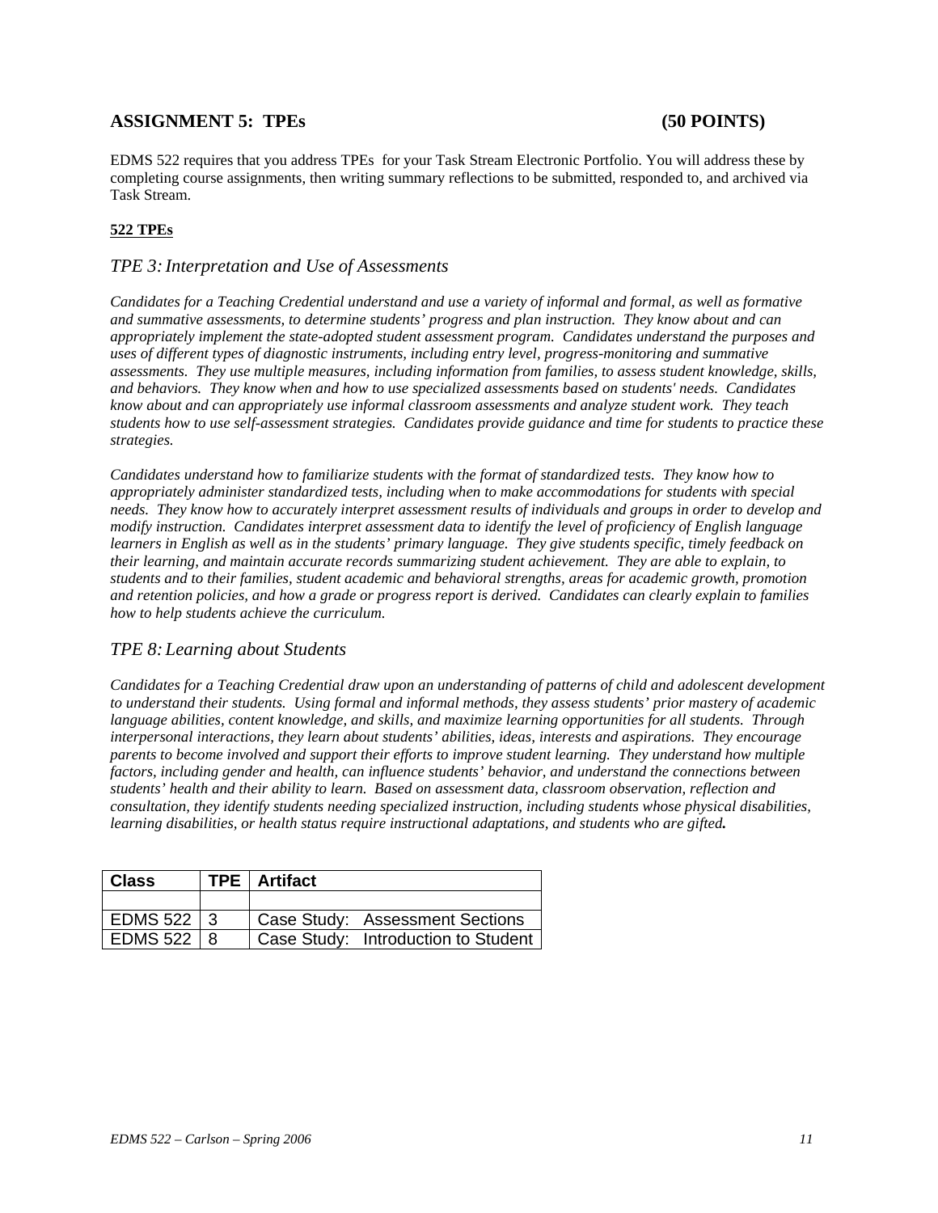## ASSIGNMENT 5: TPEs (50 POINTS)

EDMS 522 requires that you address TPEs for your Task Stream Electronic Portfolio. You will address these by completing course assignments, then writing summary reflections to be submitted, responded to, and archived via Task Stream.

**522 TPEs**

### *TPE 3: Interpretation and Use of Assessments*

*Candidates for a Teaching Credential understand and use a variety of informal and formal, as well as formative and summative assessments, to determine students' progress and plan instruction. They know about and can appropriately implement the state-adopted student assessment program. Candidates understand the purposes and uses of different types of diagnostic instruments, including entry level, progress-monitoring and summative assessments. They use multiple measures, including information from families, to assess student knowledge, skills, and behaviors. They know when and how to use specialized assessments based on students' needs. Candidates know about and can appropriately use informal classroom assessments and analyze student work. They teach students how to use self-assessment strategies. Candidates provide guidance and time for students to practice these strategies.*

*Candidates understand how to familiarize students with the format of standardized tests. They know how to appropriately administer standardized tests, including when to make accommodations for students with special needs. They know how to accurately interpret assessment results of individuals and groups in order to develop and modify instruction. Candidates interpret assessment data to identify the level of proficiency of English language learners in English as well as in the students' primary language. They give students specific, timely feedback on their learning, and maintain accurate records summarizing student achievement. They are able to explain, to students and to their families, student academic and behavioral strengths, areas for academic growth, promotion and retention policies, and how a grade or progress report is derived. Candidates can clearly explain to families how to help students achieve the curriculum.*

### *TPE 8: Learning about Students*

*Candidates for a Teaching Credential draw upon an understanding of patterns of child and adolescent development to understand their students. Using formal and informal methods, they assess students' prior mastery of academic language abilities, content knowledge, and skills, and maximize learning opportunities for all students. Through interpersonal interactions, they learn about students' abilities, ideas, interests and aspirations. They encourage parents to become involved and support their efforts to improve student learning. They understand how multiple factors, including gender and health, can influence students' behavior, and understand the connections between students' health and their ability to learn. Based on assessment data, classroom observation, reflection and consultation, they identify students needing specialized instruction, including students whose physical disabilities, learning disabilities, or health status require instructional adaptations, and students who are gifted.*

| Class | TPE | Artifact |
|---|---|---|
| | | |
| EDMS 522 | 3 | Case Study: Assessment Sections |
| EDMS 522 | 8 | Case Study: Introduction to Student |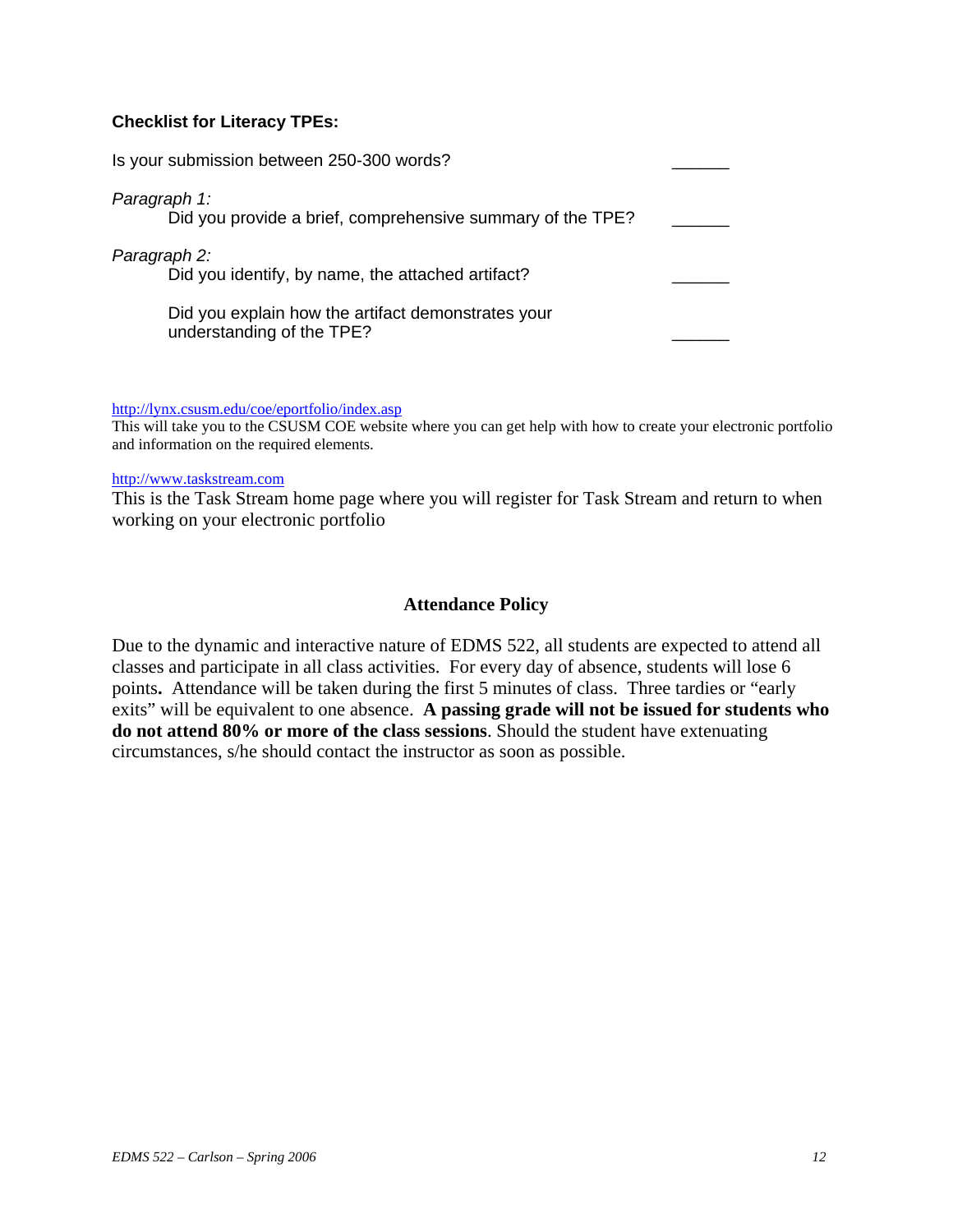**Checklist for Literacy TPEs:**

Is your submission between 250-300 words? ______

*Paragraph 1:*

Did you provide a brief, comprehensive summary of the TPE? ______

*Paragraph 2:*

Did you identify, by name, the attached artifact? ______

Did you explain how the artifact demonstrates your understanding of the TPE? ______

http://lynx.csusm.edu/coe/eportfolio/index.asp
This will take you to the CSUSM COE website where you can get help with how to create your electronic portfolio and information on the required elements.

http://www.taskstream.com
This is the Task Stream home page where you will register for Task Stream and return to when working on your electronic portfolio

## Attendance Policy

Due to the dynamic and interactive nature of EDMS 522, all students are expected to attend all classes and participate in all class activities. For every day of absence, students will lose 6 points**.** Attendance will be taken during the first 5 minutes of class. Three tardies or "early exits" will be equivalent to one absence. **A passing grade will not be issued for students who do not attend 80% or more of the class sessions**. Should the student have extenuating circumstances, s/he should contact the instructor as soon as possible.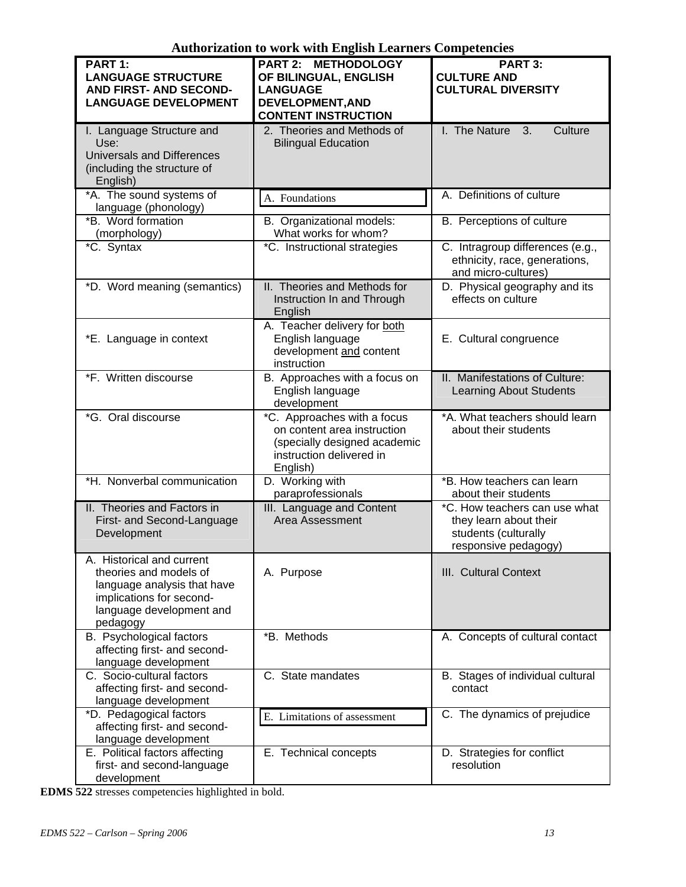## Authorization to work with English Learners Competencies

| PART 1: LANGUAGE STRUCTURE AND FIRST- AND SECOND-LANGUAGE DEVELOPMENT | PART 2: METHODOLOGY OF BILINGUAL, ENGLISH LANGUAGE DEVELOPMENT, AND CONTENT INSTRUCTION | PART 3: CULTURE AND CULTURAL DIVERSITY |
|---|---|---|
| I. Language Structure and Use: Universals and Differences (including the structure of English) | 2. Theories and Methods of Bilingual Education | I. The Nature 3. Culture |
| *A. The sound systems of language (phonology) | A. Foundations | A. Definitions of culture |
| *B. Word formation (morphology) | B. Organizational models: What works for whom? | B. Perceptions of culture |
| *C. Syntax | *C. Instructional strategies | C. Intragroup differences (e.g., ethnicity, race, generations, and micro-cultures) |
| *D. Word meaning (semantics) | II. Theories and Methods for Instruction In and Through English | D. Physical geography and its effects on culture |
| *E. Language in context | A. Teacher delivery for both English language development and content instruction | E. Cultural congruence |
| *F. Written discourse | B. Approaches with a focus on English language development | II. Manifestations of Culture: Learning About Students |
| *G. Oral discourse | *C. Approaches with a focus on content area instruction (specially designed academic instruction delivered in English) | *A. What teachers should learn about their students |
| *H. Nonverbal communication | D. Working with paraprofessionals | *B. How teachers can learn about their students |
| II. Theories and Factors in First- and Second-Language Development | III. Language and Content Area Assessment | *C. How teachers can use what they learn about their students (culturally responsive pedagogy) |
| A. Historical and current theories and models of language analysis that have implications for second-language development and pedagogy | A. Purpose | III. Cultural Context |
| B. Psychological factors affecting first- and second-language development | *B. Methods | A. Concepts of cultural contact |
| C. Socio-cultural factors affecting first- and second-language development | C. State mandates | B. Stages of individual cultural contact |
| *D. Pedagogical factors affecting first- and second-language development | E. Limitations of assessment | C. The dynamics of prejudice |
| E. Political factors affecting first- and second-language development | E. Technical concepts | D. Strategies for conflict resolution |

**EDMS 522** stresses competencies highlighted in bold.